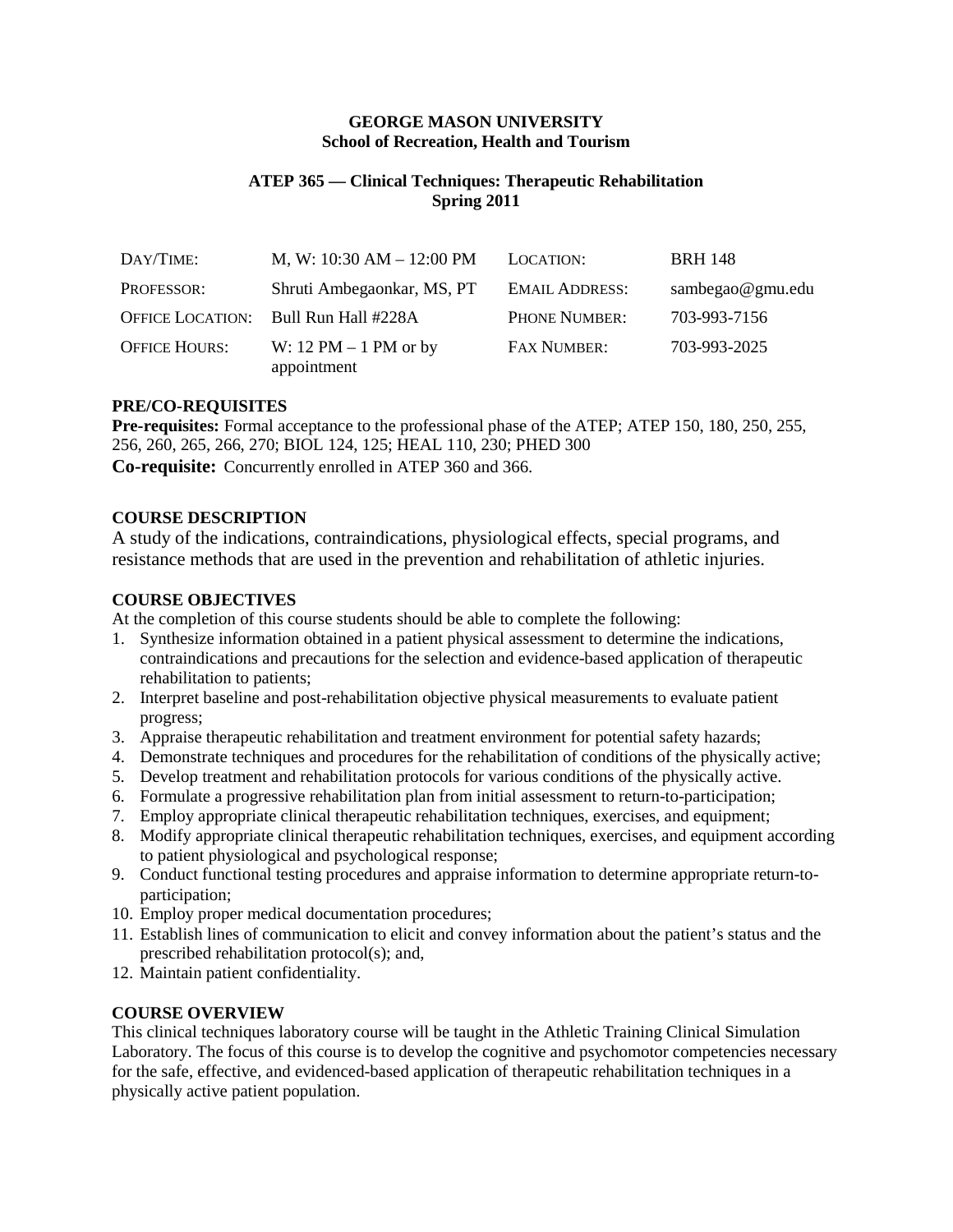**GEORGE MASON UNIVERSITY**
**School of Recreation, Health and Tourism**

**ATEP 365 — Clinical Techniques: Therapeutic Rehabilitation**
**Spring 2011**

| | | | |
|---|---|---|---|
| DAY/TIME: | M, W: 10:30 AM – 12:00 PM | LOCATION: | BRH 148 |
| PROFESSOR: | Shruti Ambegaonkar, MS, PT | EMAIL ADDRESS: | sambegao@gmu.edu |
| OFFICE LOCATION: | Bull Run Hall #228A | PHONE NUMBER: | 703-993-7156 |
| OFFICE HOURS: | W: 12 PM – 1 PM or by appointment | FAX NUMBER: | 703-993-2025 |

**PRE/CO-REQUISITES**

**Pre-requisites:** Formal acceptance to the professional phase of the ATEP; ATEP 150, 180, 250, 255, 256, 260, 265, 266, 270; BIOL 124, 125; HEAL 110, 230; PHED 300

**Co-requisite:** Concurrently enrolled in ATEP 360 and 366.

**COURSE DESCRIPTION**

A study of the indications, contraindications, physiological effects, special programs, and resistance methods that are used in the prevention and rehabilitation of athletic injuries.

**COURSE OBJECTIVES**

At the completion of this course students should be able to complete the following:

1. Synthesize information obtained in a patient physical assessment to determine the indications, contraindications and precautions for the selection and evidence-based application of therapeutic rehabilitation to patients;
2. Interpret baseline and post-rehabilitation objective physical measurements to evaluate patient progress;
3. Appraise therapeutic rehabilitation and treatment environment for potential safety hazards;
4. Demonstrate techniques and procedures for the rehabilitation of conditions of the physically active;
5. Develop treatment and rehabilitation protocols for various conditions of the physically active.
6. Formulate a progressive rehabilitation plan from initial assessment to return-to-participation;
7. Employ appropriate clinical therapeutic rehabilitation techniques, exercises, and equipment;
8. Modify appropriate clinical therapeutic rehabilitation techniques, exercises, and equipment according to patient physiological and psychological response;
9. Conduct functional testing procedures and appraise information to determine appropriate return-to-participation;
10. Employ proper medical documentation procedures;
11. Establish lines of communication to elicit and convey information about the patient's status and the prescribed rehabilitation protocol(s); and,
12. Maintain patient confidentiality.

**COURSE OVERVIEW**

This clinical techniques laboratory course will be taught in the Athletic Training Clinical Simulation Laboratory. The focus of this course is to develop the cognitive and psychomotor competencies necessary for the safe, effective, and evidenced-based application of therapeutic rehabilitation techniques in a physically active patient population.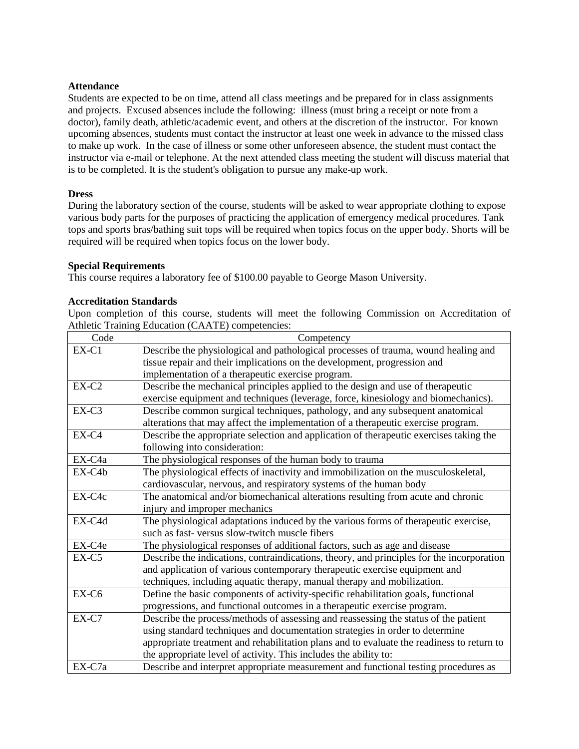**Attendance**

Students are expected to be on time, attend all class meetings and be prepared for in class assignments and projects. Excused absences include the following: illness (must bring a receipt or note from a doctor), family death, athletic/academic event, and others at the discretion of the instructor. For known upcoming absences, students must contact the instructor at least one week in advance to the missed class to make up work. In the case of illness or some other unforeseen absence, the student must contact the instructor via e-mail or telephone. At the next attended class meeting the student will discuss material that is to be completed. It is the student's obligation to pursue any make-up work.

**Dress**

During the laboratory section of the course, students will be asked to wear appropriate clothing to expose various body parts for the purposes of practicing the application of emergency medical procedures. Tank tops and sports bras/bathing suit tops will be required when topics focus on the upper body. Shorts will be required will be required when topics focus on the lower body.

**Special Requirements**

This course requires a laboratory fee of $100.00 payable to George Mason University.

**Accreditation Standards**

Upon completion of this course, students will meet the following Commission on Accreditation of Athletic Training Education (CAATE) competencies:

| Code | Competency |
| --- | --- |
| EX-C1 | Describe the physiological and pathological processes of trauma, wound healing and tissue repair and their implications on the development, progression and implementation of a therapeutic exercise program. |
| EX-C2 | Describe the mechanical principles applied to the design and use of therapeutic exercise equipment and techniques (leverage, force, kinesiology and biomechanics). |
| EX-C3 | Describe common surgical techniques, pathology, and any subsequent anatomical alterations that may affect the implementation of a therapeutic exercise program. |
| EX-C4 | Describe the appropriate selection and application of therapeutic exercises taking the following into consideration: |
| EX-C4a | The physiological responses of the human body to trauma |
| EX-C4b | The physiological effects of inactivity and immobilization on the musculoskeletal, cardiovascular, nervous, and respiratory systems of the human body |
| EX-C4c | The anatomical and/or biomechanical alterations resulting from acute and chronic injury and improper mechanics |
| EX-C4d | The physiological adaptations induced by the various forms of therapeutic exercise, such as fast- versus slow-twitch muscle fibers |
| EX-C4e | The physiological responses of additional factors, such as age and disease |
| EX-C5 | Describe the indications, contraindications, theory, and principles for the incorporation and application of various contemporary therapeutic exercise equipment and techniques, including aquatic therapy, manual therapy and mobilization. |
| EX-C6 | Define the basic components of activity-specific rehabilitation goals, functional progressions, and functional outcomes in a therapeutic exercise program. |
| EX-C7 | Describe the process/methods of assessing and reassessing the status of the patient using standard techniques and documentation strategies in order to determine appropriate treatment and rehabilitation plans and to evaluate the readiness to return to the appropriate level of activity. This includes the ability to: |
| EX-C7a | Describe and interpret appropriate measurement and functional testing procedures as |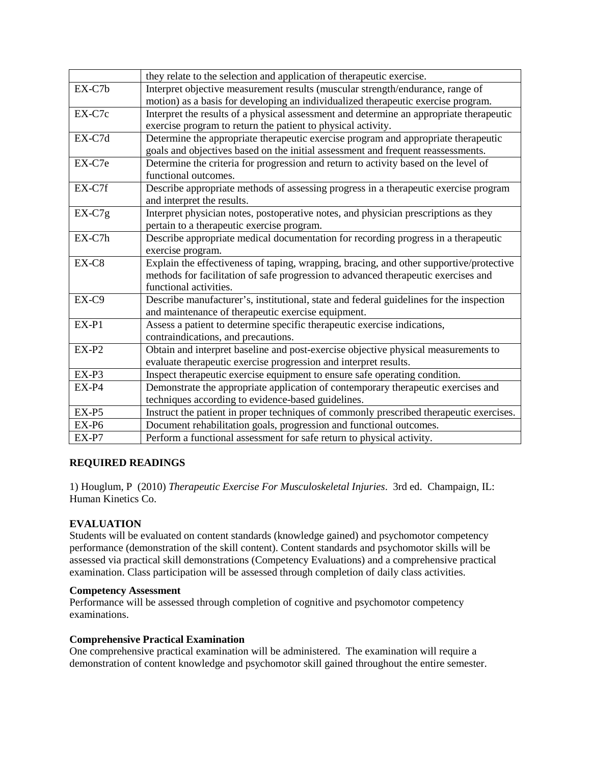| | |
|---|---|
| | they relate to the selection and application of therapeutic exercise. |
| EX-C7b | Interpret objective measurement results (muscular strength/endurance, range of motion) as a basis for developing an individualized therapeutic exercise program. |
| EX-C7c | Interpret the results of a physical assessment and determine an appropriate therapeutic exercise program to return the patient to physical activity. |
| EX-C7d | Determine the appropriate therapeutic exercise program and appropriate therapeutic goals and objectives based on the initial assessment and frequent reassessments. |
| EX-C7e | Determine the criteria for progression and return to activity based on the level of functional outcomes. |
| EX-C7f | Describe appropriate methods of assessing progress in a therapeutic exercise program and interpret the results. |
| EX-C7g | Interpret physician notes, postoperative notes, and physician prescriptions as they pertain to a therapeutic exercise program. |
| EX-C7h | Describe appropriate medical documentation for recording progress in a therapeutic exercise program. |
| EX-C8 | Explain the effectiveness of taping, wrapping, bracing, and other supportive/protective methods for facilitation of safe progression to advanced therapeutic exercises and functional activities. |
| EX-C9 | Describe manufacturer's, institutional, state and federal guidelines for the inspection and maintenance of therapeutic exercise equipment. |
| EX-P1 | Assess a patient to determine specific therapeutic exercise indications, contraindications, and precautions. |
| EX-P2 | Obtain and interpret baseline and post-exercise objective physical measurements to evaluate therapeutic exercise progression and interpret results. |
| EX-P3 | Inspect therapeutic exercise equipment to ensure safe operating condition. |
| EX-P4 | Demonstrate the appropriate application of contemporary therapeutic exercises and techniques according to evidence-based guidelines. |
| EX-P5 | Instruct the patient in proper techniques of commonly prescribed therapeutic exercises. |
| EX-P6 | Document rehabilitation goals, progression and functional outcomes. |
| EX-P7 | Perform a functional assessment for safe return to physical activity. |

**REQUIRED READINGS**

1) Houglum, P (2010) *Therapeutic Exercise For Musculoskeletal Injuries*. 3rd ed. Champaign, IL: Human Kinetics Co.

**EVALUATION**

Students will be evaluated on content standards (knowledge gained) and psychomotor competency performance (demonstration of the skill content). Content standards and psychomotor skills will be assessed via practical skill demonstrations (Competency Evaluations) and a comprehensive practical examination. Class participation will be assessed through completion of daily class activities.

**Competency Assessment**

Performance will be assessed through completion of cognitive and psychomotor competency examinations.

**Comprehensive Practical Examination**

One comprehensive practical examination will be administered. The examination will require a demonstration of content knowledge and psychomotor skill gained throughout the entire semester.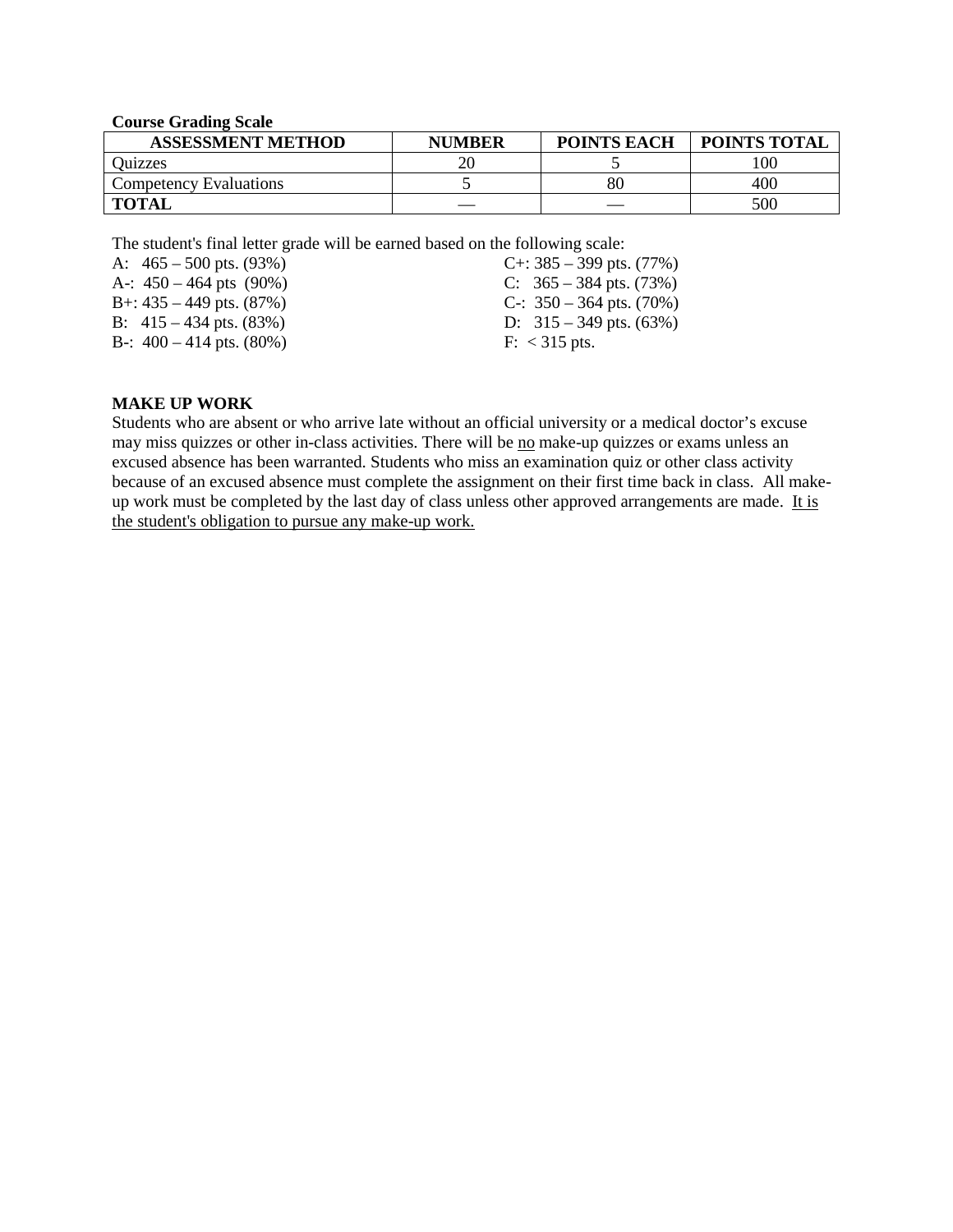**Course Grading Scale**

| ASSESSMENT METHOD | NUMBER | POINTS EACH | POINTS TOTAL |
|---|---|---|---|
| Quizzes | 20 | 5 | 100 |
| Competency Evaluations | 5 | 80 | 400 |
| **TOTAL** | — | — | 500 |

The student's final letter grade will be earned based on the following scale:

A: 465 – 500 pts. (93%)
A-: 450 – 464 pts (90%)
B+: 435 – 449 pts. (87%)
B: 415 – 434 pts. (83%)
B-: 400 – 414 pts. (80%)
C+: 385 – 399 pts. (77%)
C: 365 – 384 pts. (73%)
C-: 350 – 364 pts. (70%)
D: 315 – 349 pts. (63%)
F: < 315 pts.

**MAKE UP WORK**

Students who are absent or who arrive late without an official university or a medical doctor's excuse may miss quizzes or other in-class activities. There will be no make-up quizzes or exams unless an excused absence has been warranted. Students who miss an examination quiz or other class activity because of an excused absence must complete the assignment on their first time back in class. All make-up work must be completed by the last day of class unless other approved arrangements are made. It is the student's obligation to pursue any make-up work.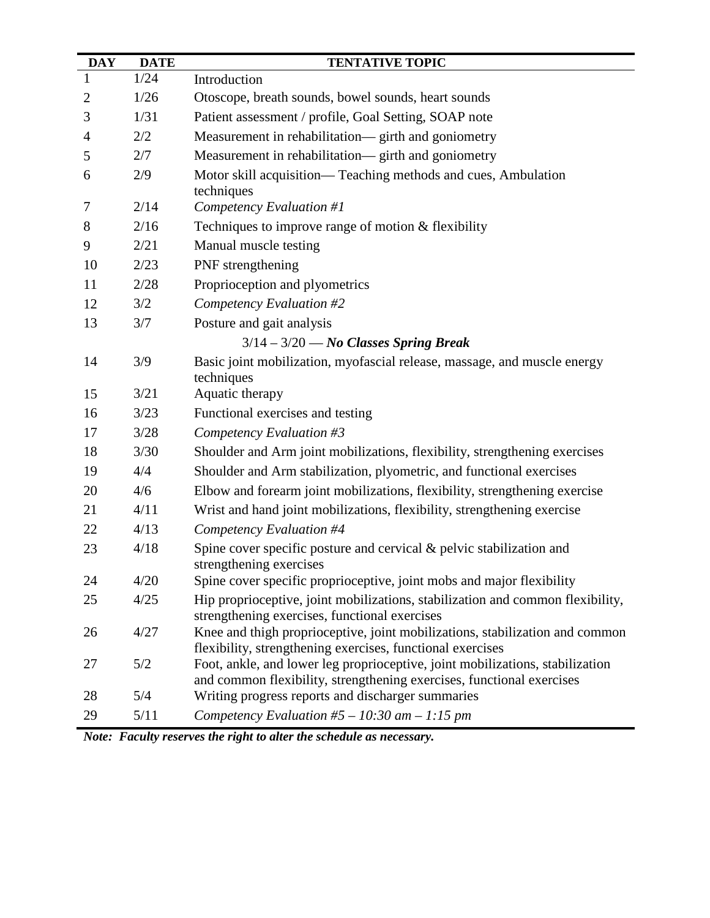| DAY | DATE | TENTATIVE TOPIC |
|---|---|---|
| 1 | 1/24 | Introduction |
| 2 | 1/26 | Otoscope, breath sounds, bowel sounds, heart sounds |
| 3 | 1/31 | Patient assessment / profile, Goal Setting, SOAP note |
| 4 | 2/2 | Measurement in rehabilitation— girth and goniometry |
| 5 | 2/7 | Measurement in rehabilitation— girth and goniometry |
| 6 | 2/9 | Motor skill acquisition— Teaching methods and cues, Ambulation techniques |
| 7 | 2/14 | *Competency Evaluation #1* |
| 8 | 2/16 | Techniques to improve range of motion & flexibility |
| 9 | 2/21 | Manual muscle testing |
| 10 | 2/23 | PNF strengthening |
| 11 | 2/28 | Proprioception and plyometrics |
| 12 | 3/2 | *Competency Evaluation #2* |
| 13 | 3/7 | Posture and gait analysis |
| | | 3/14 – 3/20 — ***No Classes Spring Break*** |
| 14 | 3/9 | Basic joint mobilization, myofascial release, massage, and muscle energy techniques |
| 15 | 3/21 | Aquatic therapy |
| 16 | 3/23 | Functional exercises and testing |
| 17 | 3/28 | *Competency Evaluation #3* |
| 18 | 3/30 | Shoulder and Arm joint mobilizations, flexibility, strengthening exercises |
| 19 | 4/4 | Shoulder and Arm stabilization, plyometric, and functional exercises |
| 20 | 4/6 | Elbow and forearm joint mobilizations, flexibility, strengthening exercise |
| 21 | 4/11 | Wrist and hand joint mobilizations, flexibility, strengthening exercise |
| 22 | 4/13 | *Competency Evaluation #4* |
| 23 | 4/18 | Spine cover specific posture and cervical & pelvic stabilization and strengthening exercises |
| 24 | 4/20 | Spine cover specific proprioceptive, joint mobs and major flexibility |
| 25 | 4/25 | Hip proprioceptive, joint mobilizations, stabilization and common flexibility, strengthening exercises, functional exercises |
| 26 | 4/27 | Knee and thigh proprioceptive, joint mobilizations, stabilization and common flexibility, strengthening exercises, functional exercises |
| 27 | 5/2 | Foot, ankle, and lower leg proprioceptive, joint mobilizations, stabilization and common flexibility, strengthening exercises, functional exercises |
| 28 | 5/4 | Writing progress reports and discharger summaries |
| 29 | 5/11 | *Competency Evaluation #5 – 10:30 am – 1:15 pm* |

***Note: Faculty reserves the right to alter the schedule as necessary.***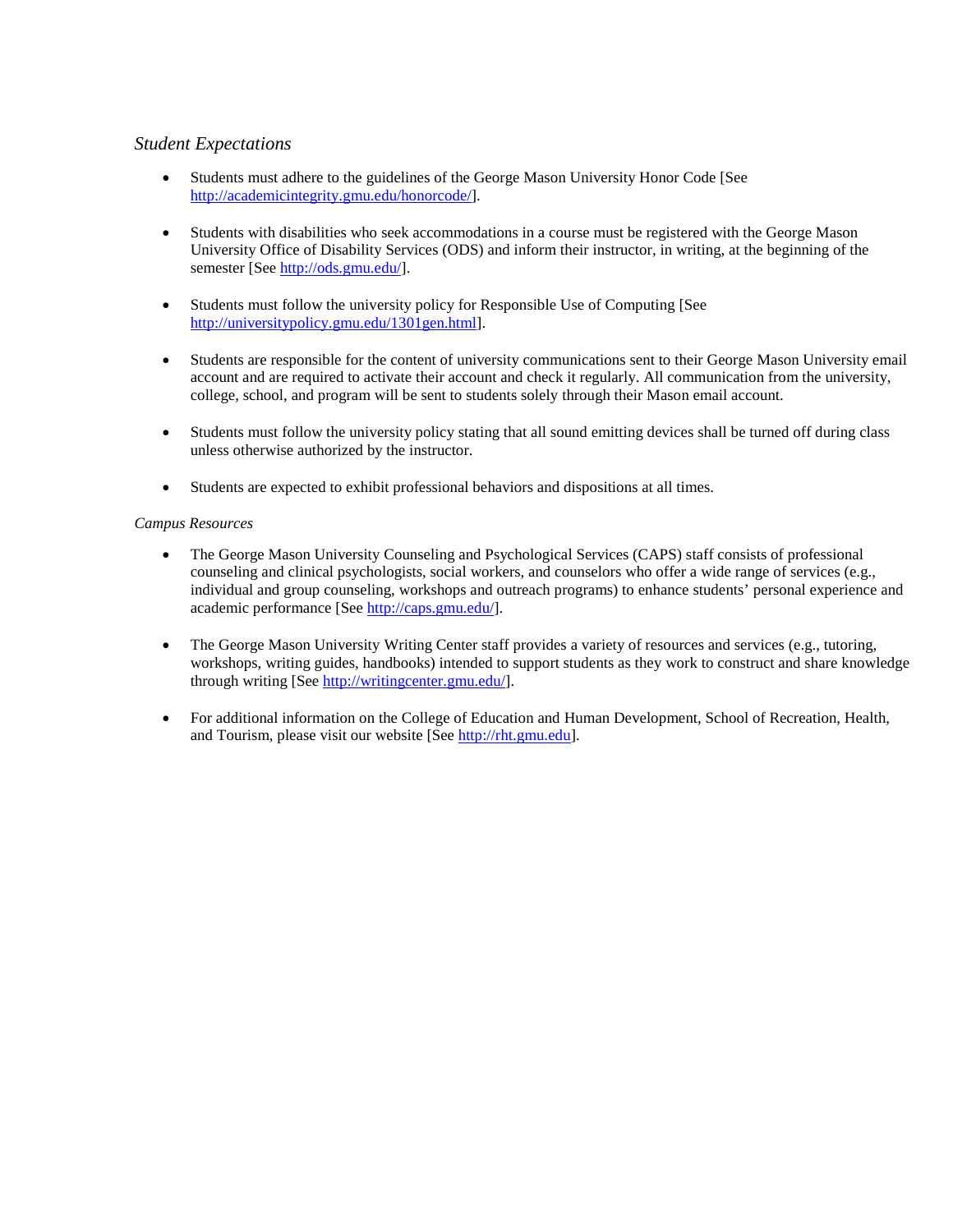### *Student Expectations*

- Students must adhere to the guidelines of the George Mason University Honor Code [See http://academicintegrity.gmu.edu/honorcode/].

- Students with disabilities who seek accommodations in a course must be registered with the George Mason University Office of Disability Services (ODS) and inform their instructor, in writing, at the beginning of the semester [See http://ods.gmu.edu/].

- Students must follow the university policy for Responsible Use of Computing [See http://universitypolicy.gmu.edu/1301gen.html].

- Students are responsible for the content of university communications sent to their George Mason University email account and are required to activate their account and check it regularly. All communication from the university, college, school, and program will be sent to students solely through their Mason email account.

- Students must follow the university policy stating that all sound emitting devices shall be turned off during class unless otherwise authorized by the instructor.

- Students are expected to exhibit professional behaviors and dispositions at all times.

*Campus Resources*

- The George Mason University Counseling and Psychological Services (CAPS) staff consists of professional counseling and clinical psychologists, social workers, and counselors who offer a wide range of services (e.g., individual and group counseling, workshops and outreach programs) to enhance students' personal experience and academic performance [See http://caps.gmu.edu/].

- The George Mason University Writing Center staff provides a variety of resources and services (e.g., tutoring, workshops, writing guides, handbooks) intended to support students as they work to construct and share knowledge through writing [See http://writingcenter.gmu.edu/].

- For additional information on the College of Education and Human Development, School of Recreation, Health, and Tourism, please visit our website [See http://rht.gmu.edu].